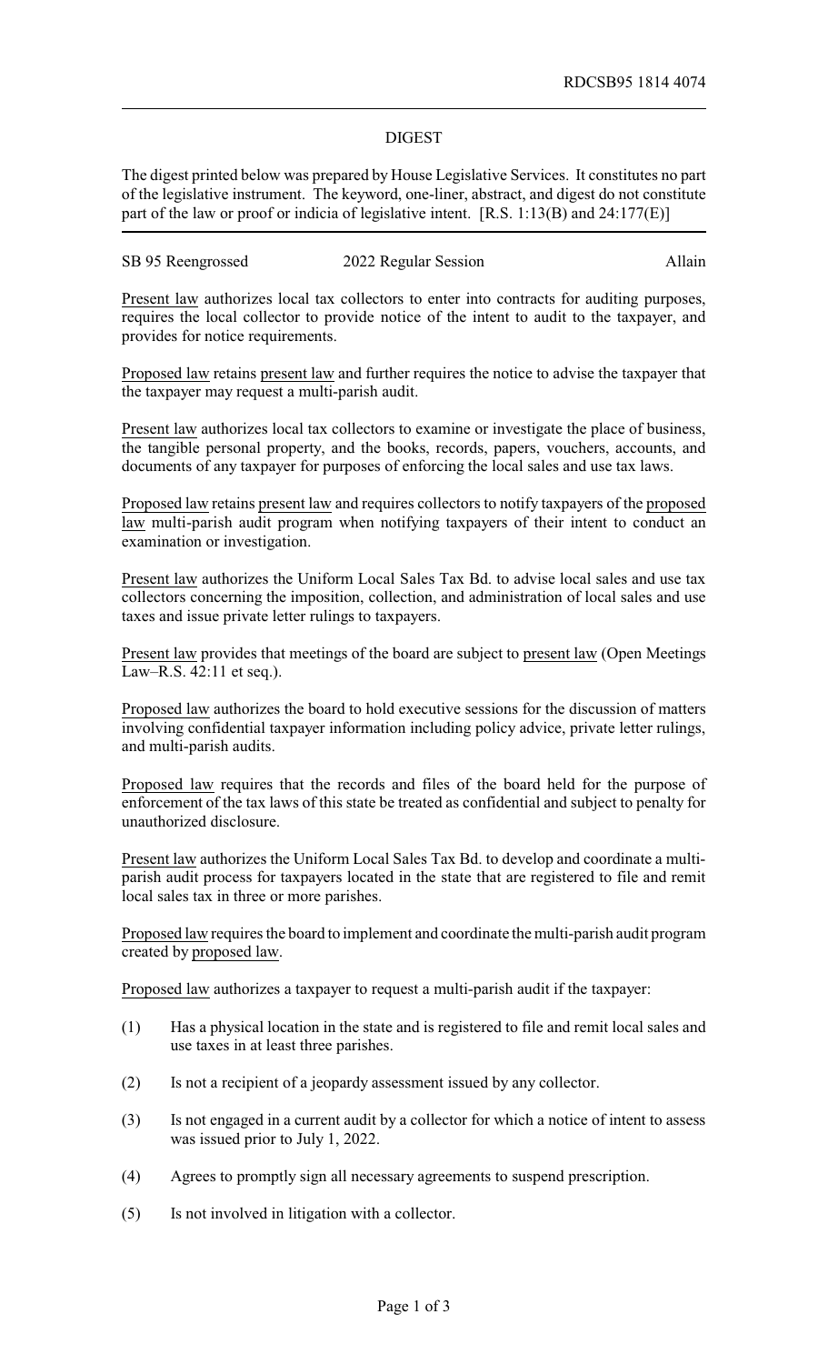RDCSB95 1814 4074

# DIGEST

The digest printed below was prepared by House Legislative Services. It constitutes no part of the legislative instrument. The keyword, one-liner, abstract, and digest do not constitute part of the law or proof or indicia of legislative intent. [R.S. 1:13(B) and 24:177(E)]

SB 95 Reengrossed — 2022 Regular Session — Allain

Present law authorizes local tax collectors to enter into contracts for auditing purposes, requires the local collector to provide notice of the intent to audit to the taxpayer, and provides for notice requirements.

Proposed law retains present law and further requires the notice to advise the taxpayer that the taxpayer may request a multi-parish audit.

Present law authorizes local tax collectors to examine or investigate the place of business, the tangible personal property, and the books, records, papers, vouchers, accounts, and documents of any taxpayer for purposes of enforcing the local sales and use tax laws.

Proposed law retains present law and requires collectors to notify taxpayers of the proposed law multi-parish audit program when notifying taxpayers of their intent to conduct an examination or investigation.

Present law authorizes the Uniform Local Sales Tax Bd. to advise local sales and use tax collectors concerning the imposition, collection, and administration of local sales and use taxes and issue private letter rulings to taxpayers.

Present law provides that meetings of the board are subject to present law (Open Meetings Law–R.S. 42:11 et seq.).

Proposed law authorizes the board to hold executive sessions for the discussion of matters involving confidential taxpayer information including policy advice, private letter rulings, and multi-parish audits.

Proposed law requires that the records and files of the board held for the purpose of enforcement of the tax laws of this state be treated as confidential and subject to penalty for unauthorized disclosure.

Present law authorizes the Uniform Local Sales Tax Bd. to develop and coordinate a multi-parish audit process for taxpayers located in the state that are registered to file and remit local sales tax in three or more parishes.

Proposed law requires the board to implement and coordinate the multi-parish audit program created by proposed law.

Proposed law authorizes a taxpayer to request a multi-parish audit if the taxpayer:

(1) Has a physical location in the state and is registered to file and remit local sales and use taxes in at least three parishes.

(2) Is not a recipient of a jeopardy assessment issued by any collector.

(3) Is not engaged in a current audit by a collector for which a notice of intent to assess was issued prior to July 1, 2022.

(4) Agrees to promptly sign all necessary agreements to suspend prescription.

(5) Is not involved in litigation with a collector.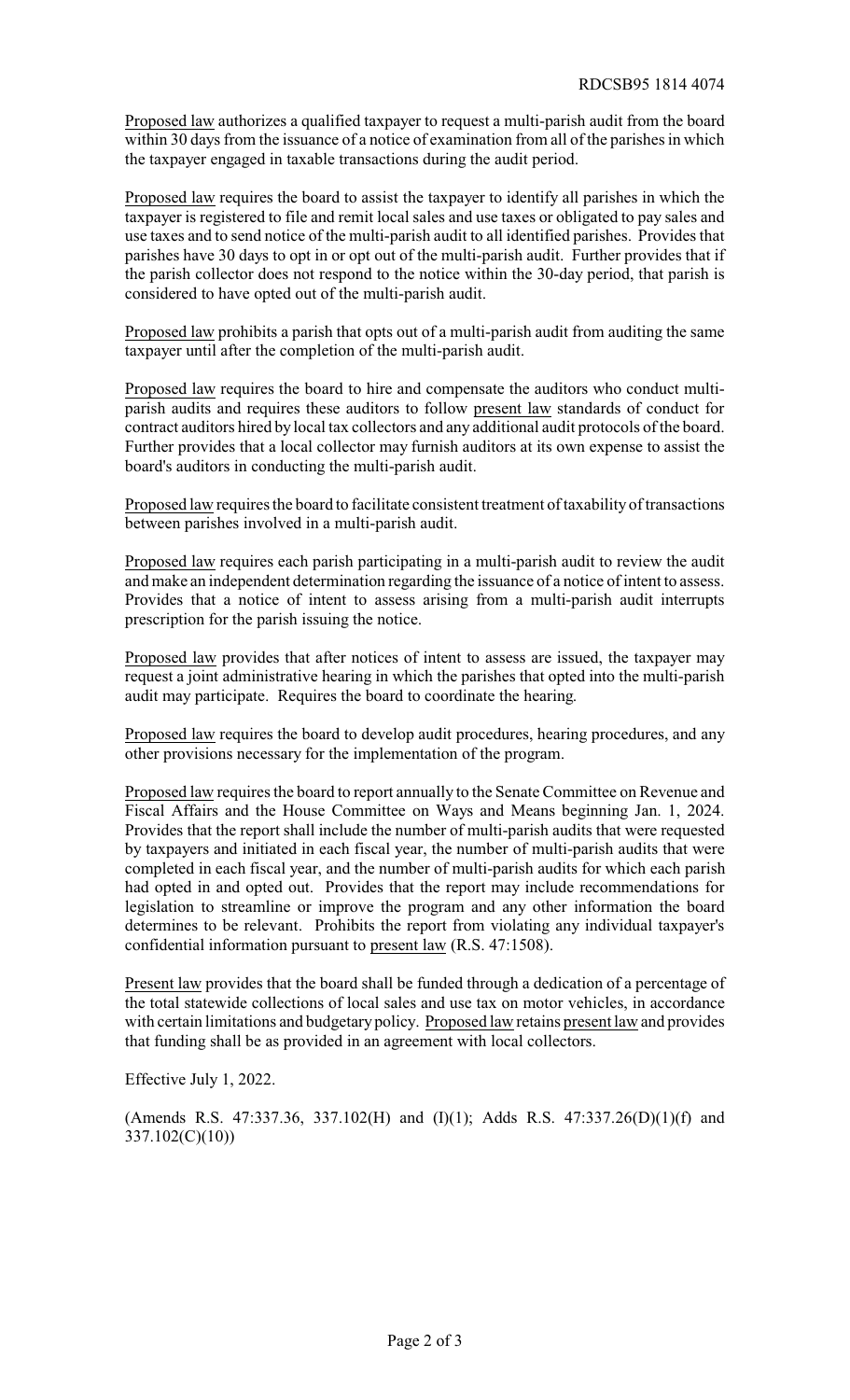Proposed law authorizes a qualified taxpayer to request a multi-parish audit from the board within 30 days from the issuance of a notice of examination from all of the parishes in which the taxpayer engaged in taxable transactions during the audit period.

Proposed law requires the board to assist the taxpayer to identify all parishes in which the taxpayer is registered to file and remit local sales and use taxes or obligated to pay sales and use taxes and to send notice of the multi-parish audit to all identified parishes. Provides that parishes have 30 days to opt in or opt out of the multi-parish audit. Further provides that if the parish collector does not respond to the notice within the 30-day period, that parish is considered to have opted out of the multi-parish audit.

Proposed law prohibits a parish that opts out of a multi-parish audit from auditing the same taxpayer until after the completion of the multi-parish audit.

Proposed law requires the board to hire and compensate the auditors who conduct multi-parish audits and requires these auditors to follow present law standards of conduct for contract auditors hired by local tax collectors and any additional audit protocols of the board. Further provides that a local collector may furnish auditors at its own expense to assist the board's auditors in conducting the multi-parish audit.

Proposed law requires the board to facilitate consistent treatment of taxability of transactions between parishes involved in a multi-parish audit.

Proposed law requires each parish participating in a multi-parish audit to review the audit and make an independent determination regarding the issuance of a notice of intent to assess. Provides that a notice of intent to assess arising from a multi-parish audit interrupts prescription for the parish issuing the notice.

Proposed law provides that after notices of intent to assess are issued, the taxpayer may request a joint administrative hearing in which the parishes that opted into the multi-parish audit may participate. Requires the board to coordinate the hearing.

Proposed law requires the board to develop audit procedures, hearing procedures, and any other provisions necessary for the implementation of the program.

Proposed law requires the board to report annually to the Senate Committee on Revenue and Fiscal Affairs and the House Committee on Ways and Means beginning Jan. 1, 2024. Provides that the report shall include the number of multi-parish audits that were requested by taxpayers and initiated in each fiscal year, the number of multi-parish audits that were completed in each fiscal year, and the number of multi-parish audits for which each parish had opted in and opted out. Provides that the report may include recommendations for legislation to streamline or improve the program and any other information the board determines to be relevant. Prohibits the report from violating any individual taxpayer's confidential information pursuant to present law (R.S. 47:1508).

Present law provides that the board shall be funded through a dedication of a percentage of the total statewide collections of local sales and use tax on motor vehicles, in accordance with certain limitations and budgetary policy. Proposed law retains present law and provides that funding shall be as provided in an agreement with local collectors.

Effective July 1, 2022.

(Amends R.S. 47:337.36, 337.102(H) and (I)(1); Adds R.S. 47:337.26(D)(1)(f) and 337.102(C)(10))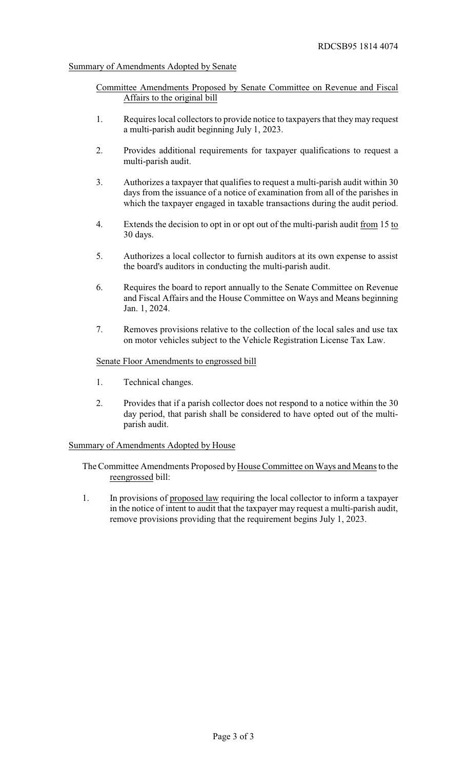RDCSB95 1814 4074

Summary of Amendments Adopted by Senate

Committee Amendments Proposed by Senate Committee on Revenue and Fiscal Affairs to the original bill

1. Requires local collectors to provide notice to taxpayers that they may request a multi-parish audit beginning July 1, 2023.

2. Provides additional requirements for taxpayer qualifications to request a multi-parish audit.

3. Authorizes a taxpayer that qualifies to request a multi-parish audit within 30 days from the issuance of a notice of examination from all of the parishes in which the taxpayer engaged in taxable transactions during the audit period.

4. Extends the decision to opt in or opt out of the multi-parish audit from 15 to 30 days.

5. Authorizes a local collector to furnish auditors at its own expense to assist the board's auditors in conducting the multi-parish audit.

6. Requires the board to report annually to the Senate Committee on Revenue and Fiscal Affairs and the House Committee on Ways and Means beginning Jan. 1, 2024.

7. Removes provisions relative to the collection of the local sales and use tax on motor vehicles subject to the Vehicle Registration License Tax Law.

Senate Floor Amendments to engrossed bill

1. Technical changes.

2. Provides that if a parish collector does not respond to a notice within the 30 day period, that parish shall be considered to have opted out of the multi-parish audit.

Summary of Amendments Adopted by House

The Committee Amendments Proposed by House Committee on Ways and Means to the reengrossed bill:

1. In provisions of proposed law requiring the local collector to inform a taxpayer in the notice of intent to audit that the taxpayer may request a multi-parish audit, remove provisions providing that the requirement begins July 1, 2023.